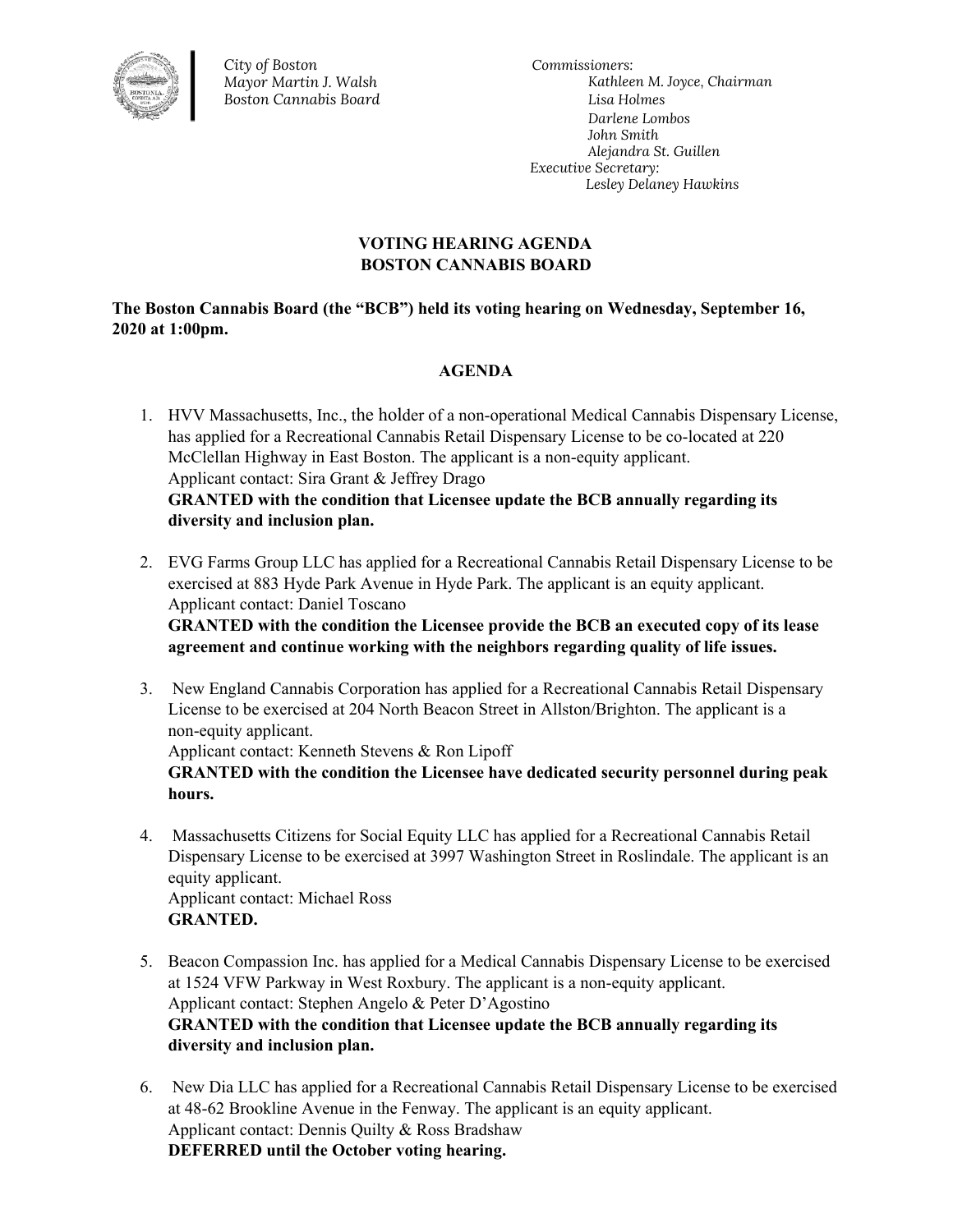*City of Boston*
*Mayor Martin J. Walsh*
*Boston Cannabis Board*

*Commissioners:*
*Kathleen M. Joyce, Chairman*
*Lisa Holmes*
*Darlene Lombos*
*John Smith*
*Alejandra St. Guillen*
*Executive Secretary:*
*Lesley Delaney Hawkins*

**VOTING HEARING AGENDA**
**BOSTON CANNABIS BOARD**

**The Boston Cannabis Board (the "BCB") held its voting hearing on Wednesday, September 16, 2020 at 1:00pm.**

**AGENDA**

1. HVV Massachusetts, Inc., the holder of a non-operational Medical Cannabis Dispensary License, has applied for a Recreational Cannabis Retail Dispensary License to be co-located at 220 McClellan Highway in East Boston. The applicant is a non-equity applicant.
   Applicant contact: Sira Grant & Jeffrey Drago
   **GRANTED with the condition that Licensee update the BCB annually regarding its diversity and inclusion plan.**

2. EVG Farms Group LLC has applied for a Recreational Cannabis Retail Dispensary License to be exercised at 883 Hyde Park Avenue in Hyde Park. The applicant is an equity applicant.
   Applicant contact: Daniel Toscano
   **GRANTED with the condition the Licensee provide the BCB an executed copy of its lease agreement and continue working with the neighbors regarding quality of life issues.**

3. New England Cannabis Corporation has applied for a Recreational Cannabis Retail Dispensary License to be exercised at 204 North Beacon Street in Allston/Brighton. The applicant is a non-equity applicant.
   Applicant contact: Kenneth Stevens & Ron Lipoff
   **GRANTED with the condition the Licensee have dedicated security personnel during peak hours.**

4. Massachusetts Citizens for Social Equity LLC has applied for a Recreational Cannabis Retail Dispensary License to be exercised at 3997 Washington Street in Roslindale. The applicant is an equity applicant.
   Applicant contact: Michael Ross
   **GRANTED.**

5. Beacon Compassion Inc. has applied for a Medical Cannabis Dispensary License to be exercised at 1524 VFW Parkway in West Roxbury. The applicant is a non-equity applicant.
   Applicant contact: Stephen Angelo & Peter D'Agostino
   **GRANTED with the condition that Licensee update the BCB annually regarding its diversity and inclusion plan.**

6. New Dia LLC has applied for a Recreational Cannabis Retail Dispensary License to be exercised at 48-62 Brookline Avenue in the Fenway. The applicant is an equity applicant.
   Applicant contact: Dennis Quilty & Ross Bradshaw
   **DEFERRED until the October voting hearing.**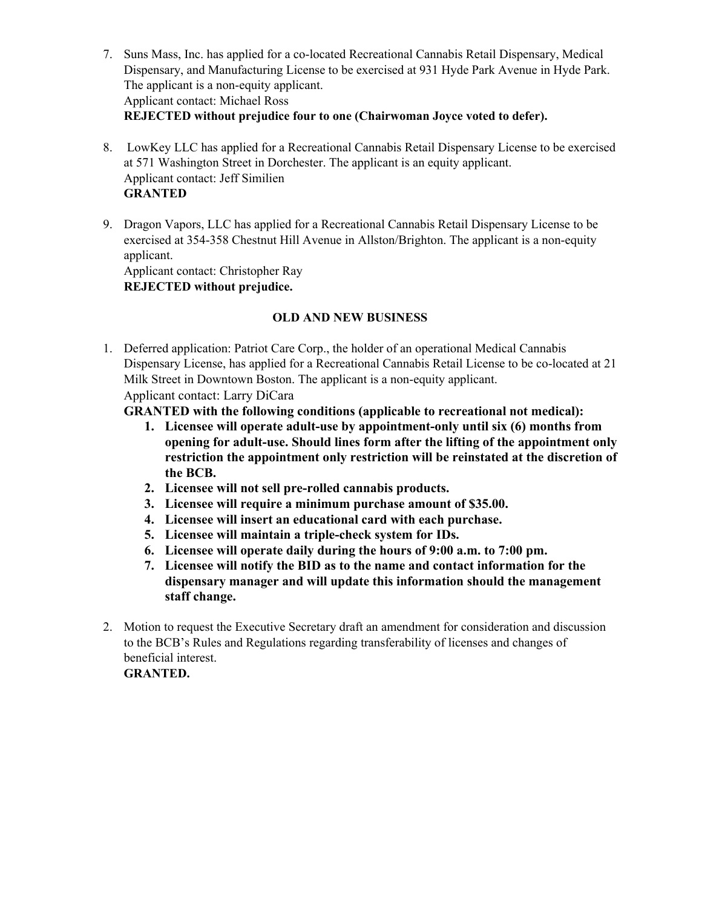7. Suns Mass, Inc. has applied for a co-located Recreational Cannabis Retail Dispensary, Medical Dispensary, and Manufacturing License to be exercised at 931 Hyde Park Avenue in Hyde Park. The applicant is a non-equity applicant.
   Applicant contact: Michael Ross
   **REJECTED without prejudice four to one (Chairwoman Joyce voted to defer).**

8. LowKey LLC has applied for a Recreational Cannabis Retail Dispensary License to be exercised at 571 Washington Street in Dorchester. The applicant is an equity applicant.
   Applicant contact: Jeff Similien
   **GRANTED**

9. Dragon Vapors, LLC has applied for a Recreational Cannabis Retail Dispensary License to be exercised at 354-358 Chestnut Hill Avenue in Allston/Brighton. The applicant is a non-equity applicant.
   Applicant contact: Christopher Ray
   **REJECTED without prejudice.**

## OLD AND NEW BUSINESS

1. Deferred application: Patriot Care Corp., the holder of an operational Medical Cannabis Dispensary License, has applied for a Recreational Cannabis Retail License to be co-located at 21 Milk Street in Downtown Boston. The applicant is a non-equity applicant.
   Applicant contact: Larry DiCara
   **GRANTED with the following conditions (applicable to recreational not medical):**
    1. **Licensee will operate adult-use by appointment-only until six (6) months from opening for adult-use. Should lines form after the lifting of the appointment only restriction the appointment only restriction will be reinstated at the discretion of the BCB.**
    2. **Licensee will not sell pre-rolled cannabis products.**
    3. **Licensee will require a minimum purchase amount of $35.00.**
    4. **Licensee will insert an educational card with each purchase.**
    5. **Licensee will maintain a triple-check system for IDs.**
    6. **Licensee will operate daily during the hours of 9:00 a.m. to 7:00 pm.**
    7. **Licensee will notify the BID as to the name and contact information for the dispensary manager and will update this information should the management staff change.**

2. Motion to request the Executive Secretary draft an amendment for consideration and discussion to the BCB's Rules and Regulations regarding transferability of licenses and changes of beneficial interest.
   **GRANTED.**